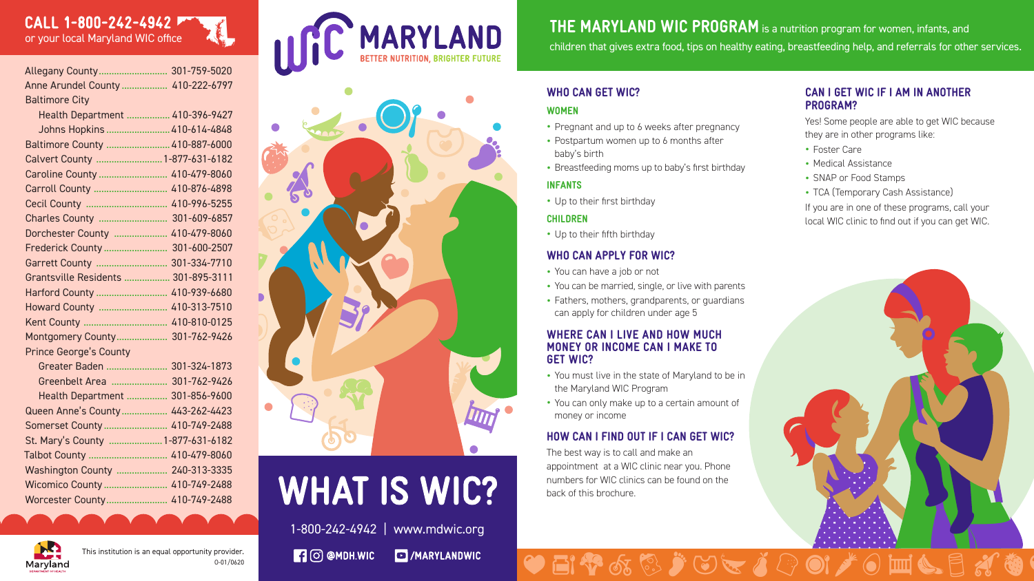**CALL 1-800-242-4942**
or your local Maryland WIC office

| County | Phone |
|---|---|
| Allegany County | 301-759-5020 |
| Anne Arundel County | 410-222-6797 |
| Baltimore City | |
| Health Department | 410-396-9427 |
| Johns Hopkins | 410-614-4848 |
| Baltimore County | 410-887-6000 |
| Calvert County | 1-877-631-6182 |
| Caroline County | 410-479-8060 |
| Carroll County | 410-876-4898 |
| Cecil County | 410-996-5255 |
| Charles County | 301-609-6857 |
| Dorchester County | 410-479-8060 |
| Frederick County | 301-600-2507 |
| Garrett County | 301-334-7710 |
| Grantsville Residents | 301-895-3111 |
| Harford County | 410-939-6680 |
| Howard County | 410-313-7510 |
| Kent County | 410-810-0125 |
| Montgomery County | 301-762-9426 |
| Prince George's County | |
| Greater Baden | 301-324-1873 |
| Greenbelt Area | 301-762-9426 |
| Health Department | 301-856-9600 |
| Queen Anne's County | 443-262-4423 |
| Somerset County | 410-749-2488 |
| St. Mary's County | 1-877-631-6182 |
| Talbot County | 410-479-8060 |
| Washington County | 240-313-3335 |
| Wicomico County | 410-749-2488 |
| Worcester County | 410-749-2488 |

This institution is an equal opportunity provider.
0-01/0620

# WIC MARYLAND
BETTER NUTRITION, BRIGHTER FUTURE

# WHAT IS WIC?

1-800-242-4942 | www.mdwic.org

@MDH.WIC /MARYLANDWIC

**THE MARYLAND WIC PROGRAM** is a nutrition program for women, infants, and children that gives extra food, tips on healthy eating, breastfeeding help, and referrals for other services.

## WHO CAN GET WIC?

### WOMEN

- Pregnant and up to 6 weeks after pregnancy
- Postpartum women up to 6 months after baby's birth
- Breastfeeding moms up to baby's first birthday

### INFANTS

- Up to their first birthday

### CHILDREN

- Up to their fifth birthday

## WHO CAN APPLY FOR WIC?

- You can have a job or not
- You can be married, single, or live with parents
- Fathers, mothers, grandparents, or guardians can apply for children under age 5

## WHERE CAN I LIVE AND HOW MUCH MONEY OR INCOME CAN I MAKE TO GET WIC?

- You must live in the state of Maryland to be in the Maryland WIC Program
- You can only make up to a certain amount of money or income

## HOW CAN I FIND OUT IF I CAN GET WIC?

The best way is to call and make an appointment at a WIC clinic near you. Phone numbers for WIC clinics can be found on the back of this brochure.

## CAN I GET WIC IF I AM IN ANOTHER PROGRAM?

Yes! Some people are able to get WIC because they are in other programs like:

- Foster Care
- Medical Assistance
- SNAP or Food Stamps
- TCA (Temporary Cash Assistance)

If you are in one of these programs, call your local WIC clinic to find out if you can get WIC.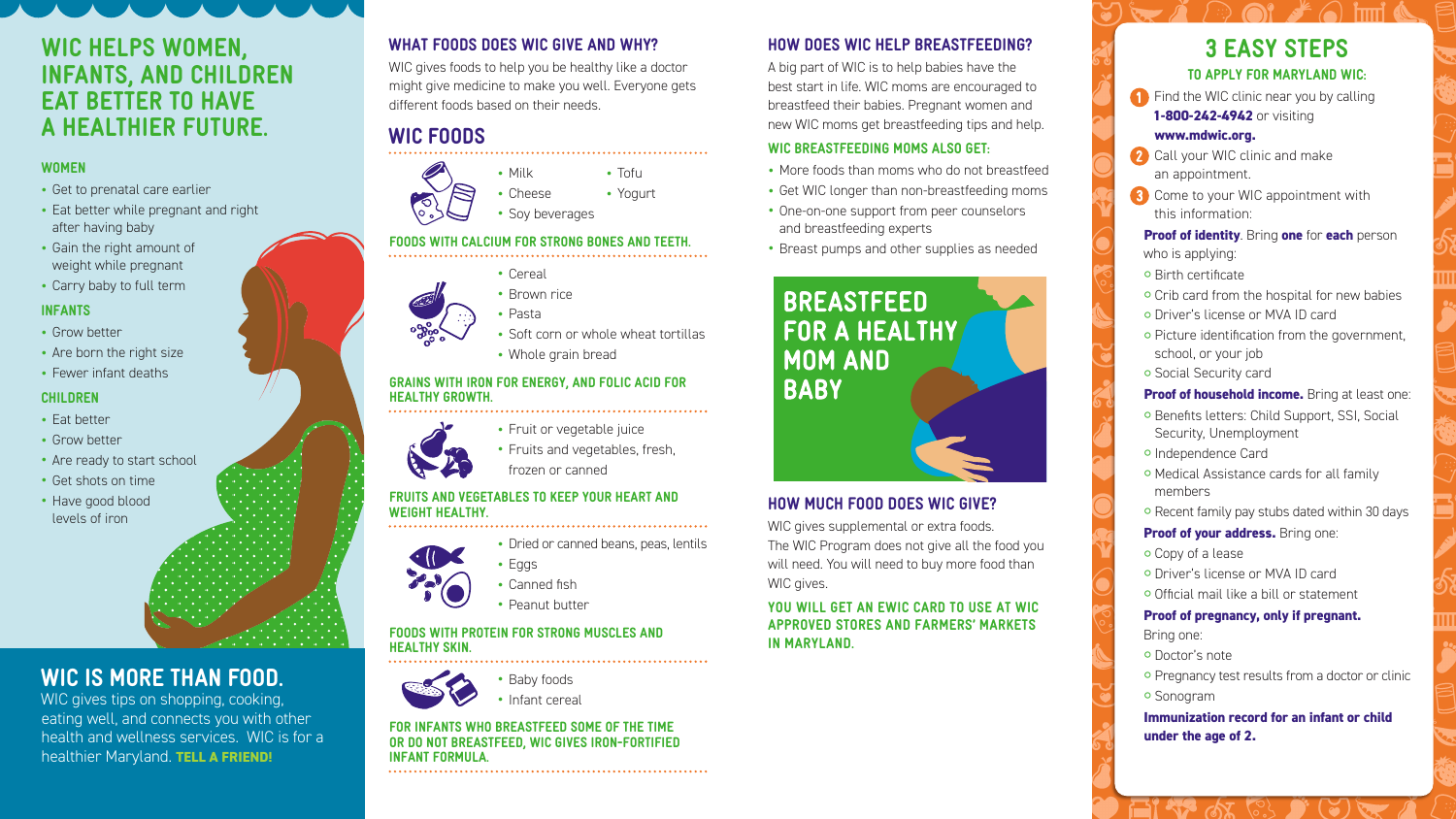# WIC HELPS WOMEN, INFANTS, AND CHILDREN EAT BETTER TO HAVE A HEALTHIER FUTURE.

### WOMEN

- Get to prenatal care earlier
- Eat better while pregnant and right after having baby
- Gain the right amount of weight while pregnant
- Carry baby to full term

### INFANTS

- Grow better
- Are born the right size
- Fewer infant deaths

### CHILDREN

- Eat better
- Grow better
- Are ready to start school
- Get shots on time
- Have good blood levels of iron

## WIC IS MORE THAN FOOD.

WIC gives tips on shopping, cooking, eating well, and connects you with other health and wellness services. WIC is for a healthier Maryland. **TELL A FRIEND!**

### WHAT FOODS DOES WIC GIVE AND WHY?

WIC gives foods to help you be healthy like a doctor might give medicine to make you well. Everyone gets different foods based on their needs.

## WIC FOODS

- Milk
- Cheese
- Soy beverages
- Tofu
- Yogurt

**FOODS WITH CALCIUM FOR STRONG BONES AND TEETH.**

- Cereal
- Brown rice
- Pasta
- Soft corn or whole wheat tortillas
- Whole grain bread

**GRAINS WITH IRON FOR ENERGY, AND FOLIC ACID FOR HEALTHY GROWTH.**

- Fruit or vegetable juice
- Fruits and vegetables, fresh, frozen or canned

**FRUITS AND VEGETABLES TO KEEP YOUR HEART AND WEIGHT HEALTHY.**

- Dried or canned beans, peas, lentils
- Eggs
- Canned fish
- Peanut butter

**FOODS WITH PROTEIN FOR STRONG MUSCLES AND HEALTHY SKIN.**

- Baby foods
- Infant cereal

**FOR INFANTS WHO BREASTFEED SOME OF THE TIME OR DO NOT BREASTFEED, WIC GIVES IRON-FORTIFIED INFANT FORMULA.**

### HOW DOES WIC HELP BREASTFEEDING?

A big part of WIC is to help babies have the best start in life. WIC moms are encouraged to breastfeed their babies. Pregnant women and new WIC moms get breastfeeding tips and help.

**WIC BREASTFEEDING MOMS ALSO GET:**

- More foods than moms who do not breastfeed
- Get WIC longer than non-breastfeeding moms
- One-on-one support from peer counselors and breastfeeding experts
- Breast pumps and other supplies as needed

**BREASTFEED FOR A HEALTHY MOM AND BABY**

### HOW MUCH FOOD DOES WIC GIVE?

WIC gives supplemental or extra foods. The WIC Program does not give all the food you will need. You will need to buy more food than WIC gives.

**YOU WILL GET AN EWIC CARD TO USE AT WIC APPROVED STORES AND FARMERS' MARKETS IN MARYLAND.**

## 3 EASY STEPS

**TO APPLY FOR MARYLAND WIC:**

1. Find the WIC clinic near you by calling **1-800-242-4942** or visiting **www.mdwic.org.**
2. Call your WIC clinic and make an appointment.
3. Come to your WIC appointment with this information:

**Proof of identity**. Bring **one** for **each** person who is applying:

- Birth certificate
- Crib card from the hospital for new babies
- Driver's license or MVA ID card
- Picture identification from the government, school, or your job
- Social Security card

**Proof of household income.** Bring at least one:

- Benefits letters: Child Support, SSI, Social Security, Unemployment
- Independence Card
- Medical Assistance cards for all family members
- Recent family pay stubs dated within 30 days

**Proof of your address.** Bring one:

- Copy of a lease
- Driver's license or MVA ID card
- Official mail like a bill or statement

**Proof of pregnancy, only if pregnant.** Bring one:

- Doctor's note
- Pregnancy test results from a doctor or clinic
- Sonogram

**Immunization record for an infant or child under the age of 2.**